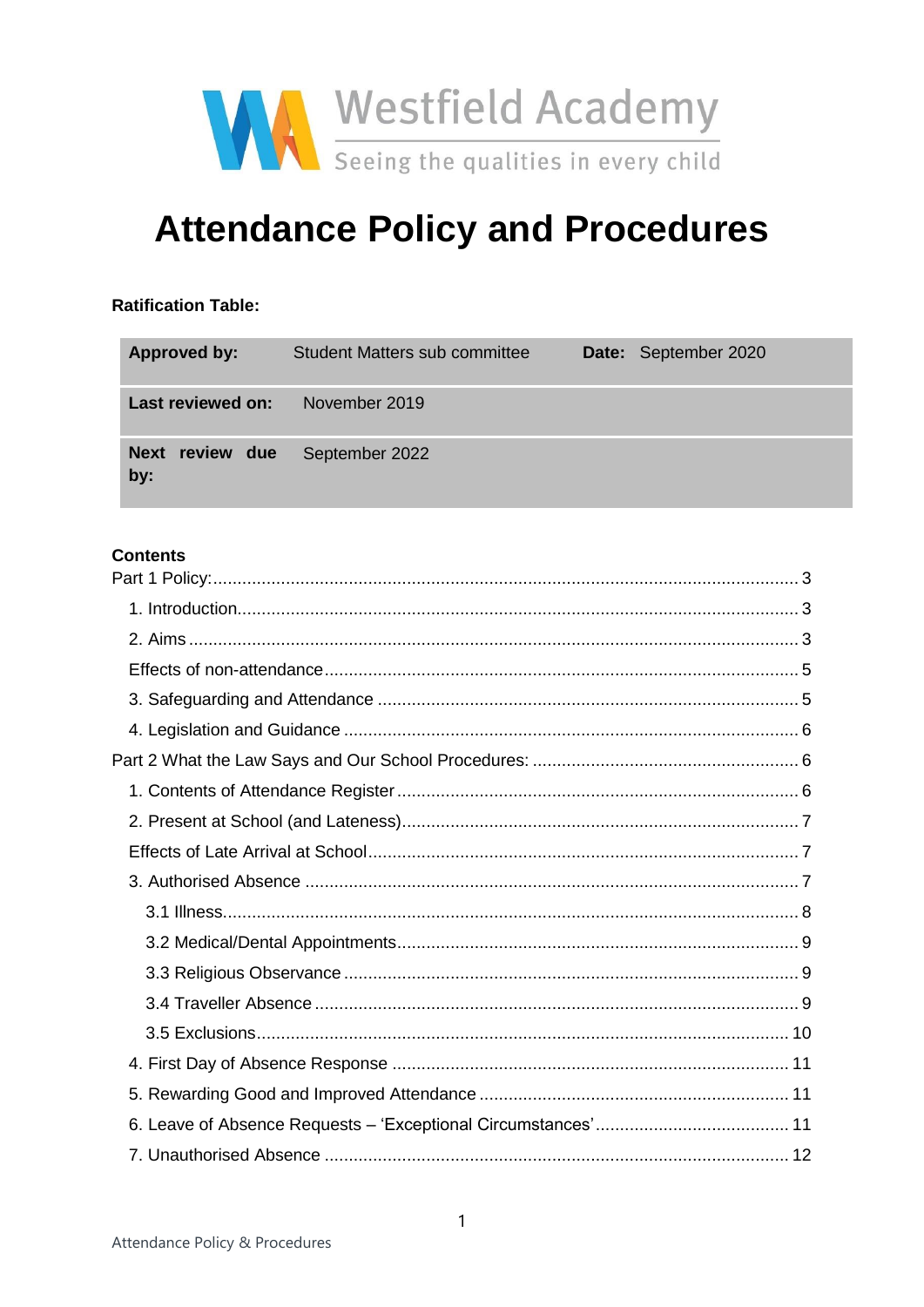Westfield Academy

Seeing the qualities in every child

# Attendance Policy and Procedures

**Ratification Table:**

| **Approved by:** | Student Matters sub committee | **Date:** | September 2020 |
|---|---|---|---|
| **Last reviewed on:** | November 2019 | | |
| **Next review due by:** | September 2022 | | |

**Contents**

Part 1 Policy: ........ 3

- 1. Introduction ........ 3
- 2. Aims ........ 3
- Effects of non-attendance ........ 5
- 3. Safeguarding and Attendance ........ 5
- 4. Legislation and Guidance ........ 6

Part 2 What the Law Says and Our School Procedures: ........ 6

- 1. Contents of Attendance Register ........ 6
- 2. Present at School (and Lateness) ........ 7
- Effects of Late Arrival at School ........ 7
- 3. Authorised Absence ........ 7
  - 3.1 Illness ........ 8
  - 3.2 Medical/Dental Appointments ........ 9
  - 3.3 Religious Observance ........ 9
  - 3.4 Traveller Absence ........ 9
  - 3.5 Exclusions ........ 10
- 4. First Day of Absence Response ........ 11
- 5. Rewarding Good and Improved Attendance ........ 11
- 6. Leave of Absence Requests – 'Exceptional Circumstances' ........ 11
- 7. Unauthorised Absence ........ 12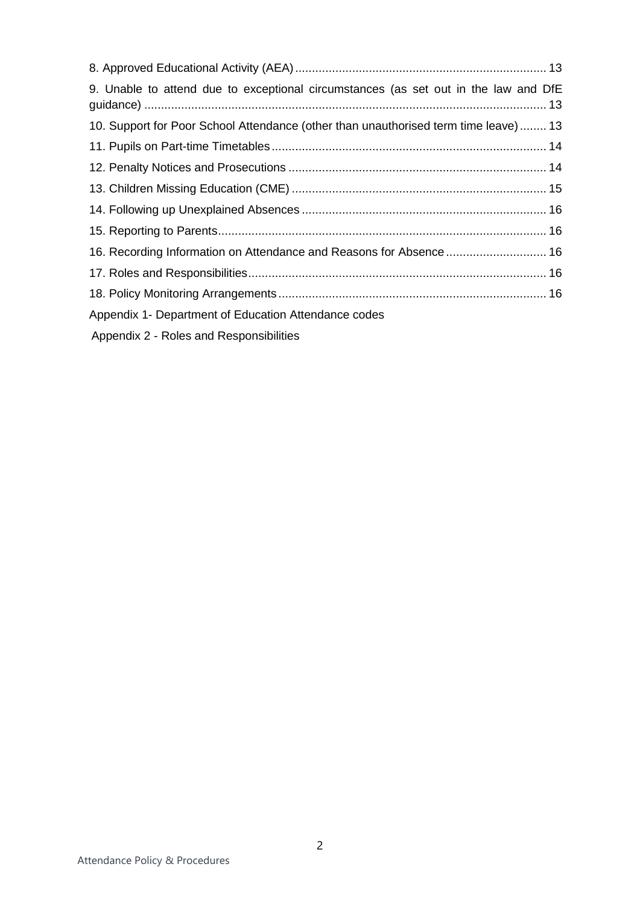8. Approved Educational Activity (AEA) .......... 13

9. Unable to attend due to exceptional circumstances (as set out in the law and DfE guidance) .......... 13

10. Support for Poor School Attendance (other than unauthorised term time leave) .......... 13

11. Pupils on Part-time Timetables .......... 14

12. Penalty Notices and Prosecutions .......... 14

13. Children Missing Education (CME) .......... 15

14. Following up Unexplained Absences .......... 16

15. Reporting to Parents .......... 16

16. Recording Information on Attendance and Reasons for Absence .......... 16

17. Roles and Responsibilities .......... 16

18. Policy Monitoring Arrangements .......... 16

Appendix 1- Department of Education Attendance codes

Appendix 2 - Roles and Responsibilities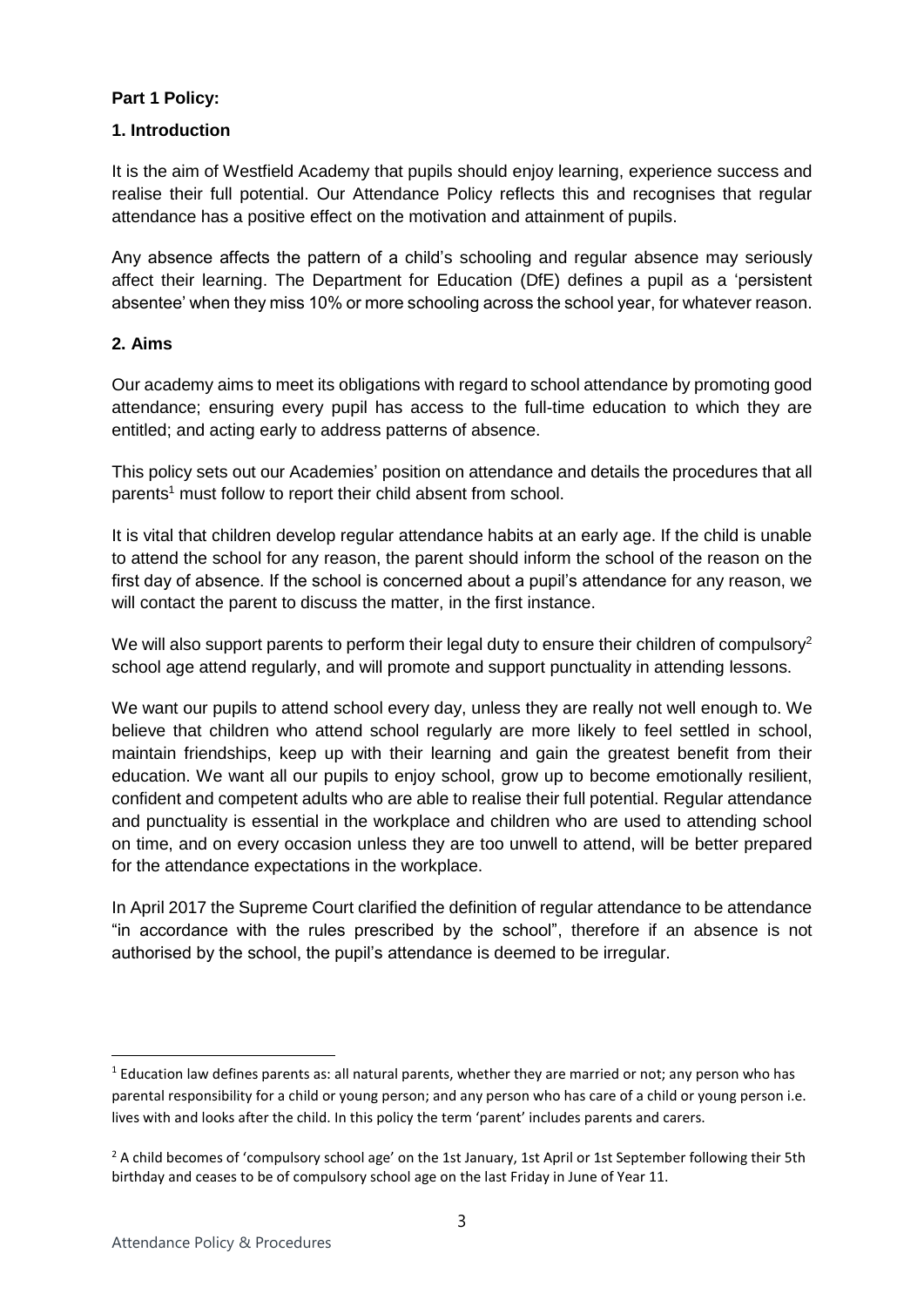**Part 1 Policy:**

**1. Introduction**

It is the aim of Westfield Academy that pupils should enjoy learning, experience success and realise their full potential. Our Attendance Policy reflects this and recognises that regular attendance has a positive effect on the motivation and attainment of pupils.

Any absence affects the pattern of a child's schooling and regular absence may seriously affect their learning. The Department for Education (DfE) defines a pupil as a 'persistent absentee' when they miss 10% or more schooling across the school year, for whatever reason.

**2. Aims**

Our academy aims to meet its obligations with regard to school attendance by promoting good attendance; ensuring every pupil has access to the full-time education to which they are entitled; and acting early to address patterns of absence.

This policy sets out our Academies' position on attendance and details the procedures that all parents[1] must follow to report their child absent from school.

It is vital that children develop regular attendance habits at an early age. If the child is unable to attend the school for any reason, the parent should inform the school of the reason on the first day of absence. If the school is concerned about a pupil's attendance for any reason, we will contact the parent to discuss the matter, in the first instance.

We will also support parents to perform their legal duty to ensure their children of compulsory[2] school age attend regularly, and will promote and support punctuality in attending lessons.

We want our pupils to attend school every day, unless they are really not well enough to. We believe that children who attend school regularly are more likely to feel settled in school, maintain friendships, keep up with their learning and gain the greatest benefit from their education. We want all our pupils to enjoy school, grow up to become emotionally resilient, confident and competent adults who are able to realise their full potential. Regular attendance and punctuality is essential in the workplace and children who are used to attending school on time, and on every occasion unless they are too unwell to attend, will be better prepared for the attendance expectations in the workplace.

In April 2017 the Supreme Court clarified the definition of regular attendance to be attendance "in accordance with the rules prescribed by the school", therefore if an absence is not authorised by the school, the pupil's attendance is deemed to be irregular.

---

[1] Education law defines parents as: all natural parents, whether they are married or not; any person who has parental responsibility for a child or young person; and any person who has care of a child or young person i.e. lives with and looks after the child. In this policy the term 'parent' includes parents and carers.

[2] A child becomes of 'compulsory school age' on the 1st January, 1st April or 1st September following their 5th birthday and ceases to be of compulsory school age on the last Friday in June of Year 11.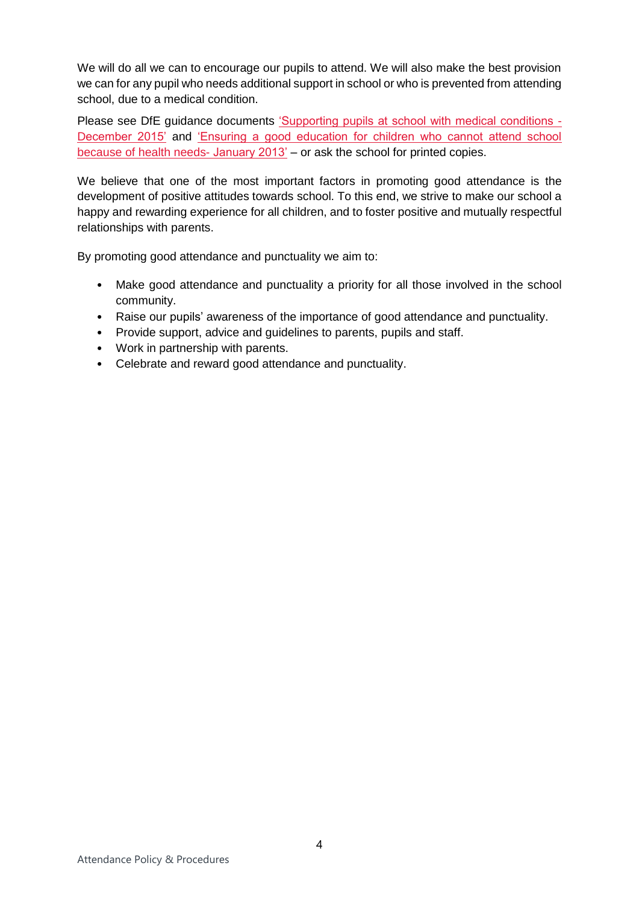We will do all we can to encourage our pupils to attend. We will also make the best provision we can for any pupil who needs additional support in school or who is prevented from attending school, due to a medical condition.

Please see DfE guidance documents 'Supporting pupils at school with medical conditions - December 2015' and 'Ensuring a good education for children who cannot attend school because of health needs- January 2013' – or ask the school for printed copies.

We believe that one of the most important factors in promoting good attendance is the development of positive attitudes towards school. To this end, we strive to make our school a happy and rewarding experience for all children, and to foster positive and mutually respectful relationships with parents.

By promoting good attendance and punctuality we aim to:

- Make good attendance and punctuality a priority for all those involved in the school community.
- Raise our pupils' awareness of the importance of good attendance and punctuality.
- Provide support, advice and guidelines to parents, pupils and staff.
- Work in partnership with parents.
- Celebrate and reward good attendance and punctuality.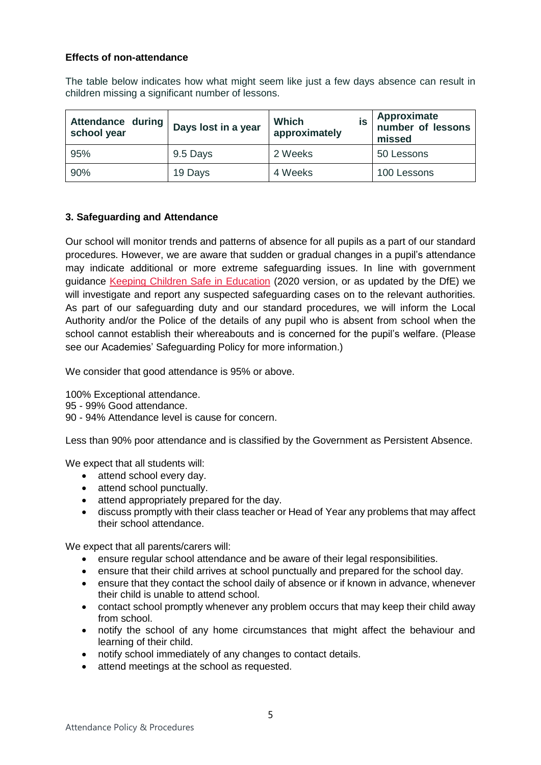**Effects of non-attendance**

The table below indicates how what might seem like just a few days absence can result in children missing a significant number of lessons.

| Attendance during school year | Days lost in a year | Which is approximately | Approximate number of lessons missed |
| --- | --- | --- | --- |
| 95% | 9.5 Days | 2 Weeks | 50 Lessons |
| 90% | 19 Days | 4 Weeks | 100 Lessons |

## 3. Safeguarding and Attendance

Our school will monitor trends and patterns of absence for all pupils as a part of our standard procedures. However, we are aware that sudden or gradual changes in a pupil's attendance may indicate additional or more extreme safeguarding issues. In line with government guidance Keeping Children Safe in Education (2020 version, or as updated by the DfE) we will investigate and report any suspected safeguarding cases on to the relevant authorities. As part of our safeguarding duty and our standard procedures, we will inform the Local Authority and/or the Police of the details of any pupil who is absent from school when the school cannot establish their whereabouts and is concerned for the pupil's welfare. (Please see our Academies' Safeguarding Policy for more information.)

We consider that good attendance is 95% or above.

100% Exceptional attendance.
95 - 99% Good attendance.
90 - 94% Attendance level is cause for concern.

Less than 90% poor attendance and is classified by the Government as Persistent Absence.

We expect that all students will:

- attend school every day.
- attend school punctually.
- attend appropriately prepared for the day.
- discuss promptly with their class teacher or Head of Year any problems that may affect their school attendance.

We expect that all parents/carers will:

- ensure regular school attendance and be aware of their legal responsibilities.
- ensure that their child arrives at school punctually and prepared for the school day.
- ensure that they contact the school daily of absence or if known in advance, whenever their child is unable to attend school.
- contact school promptly whenever any problem occurs that may keep their child away from school.
- notify the school of any home circumstances that might affect the behaviour and learning of their child.
- notify school immediately of any changes to contact details.
- attend meetings at the school as requested.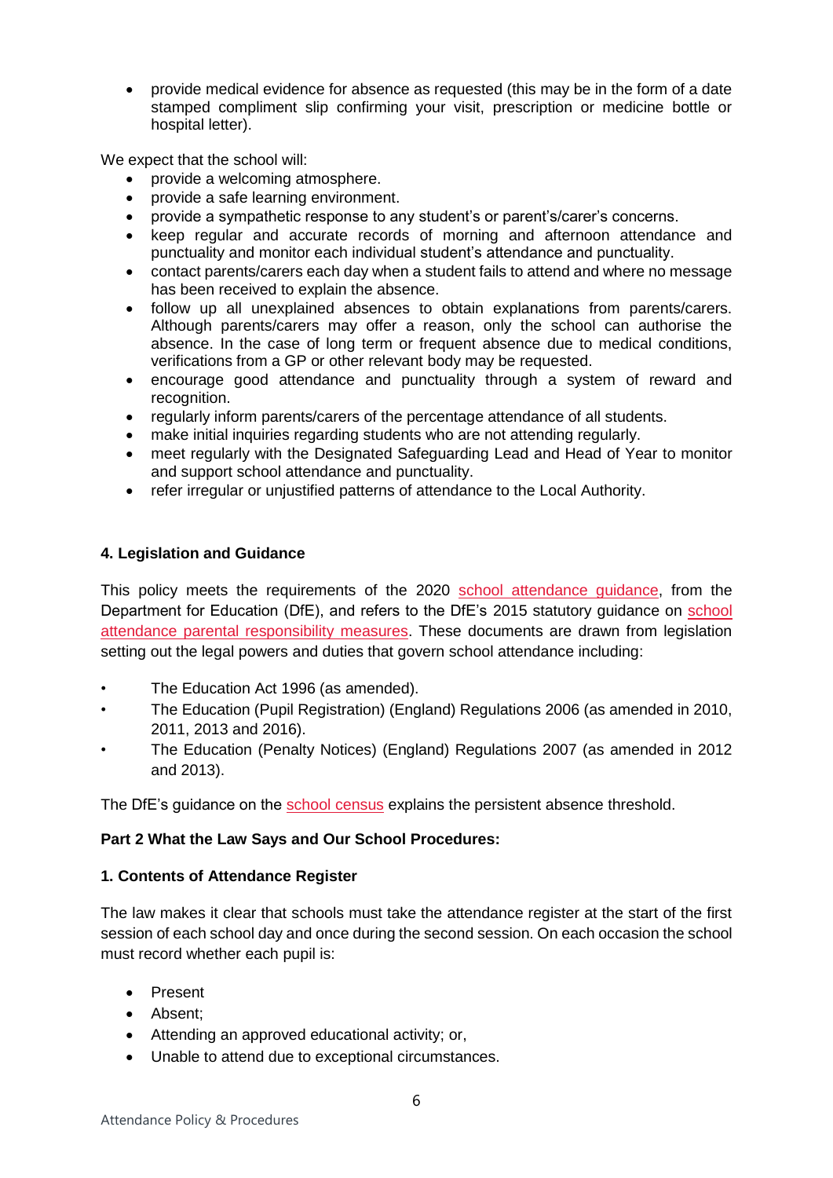- provide medical evidence for absence as requested (this may be in the form of a date stamped compliment slip confirming your visit, prescription or medicine bottle or hospital letter).

We expect that the school will:

- provide a welcoming atmosphere.
- provide a safe learning environment.
- provide a sympathetic response to any student's or parent's/carer's concerns.
- keep regular and accurate records of morning and afternoon attendance and punctuality and monitor each individual student's attendance and punctuality.
- contact parents/carers each day when a student fails to attend and where no message has been received to explain the absence.
- follow up all unexplained absences to obtain explanations from parents/carers. Although parents/carers may offer a reason, only the school can authorise the absence. In the case of long term or frequent absence due to medical conditions, verifications from a GP or other relevant body may be requested.
- encourage good attendance and punctuality through a system of reward and recognition.
- regularly inform parents/carers of the percentage attendance of all students.
- make initial inquiries regarding students who are not attending regularly.
- meet regularly with the Designated Safeguarding Lead and Head of Year to monitor and support school attendance and punctuality.
- refer irregular or unjustified patterns of attendance to the Local Authority.

**4. Legislation and Guidance**

This policy meets the requirements of the 2020 school attendance guidance, from the Department for Education (DfE), and refers to the DfE's 2015 statutory guidance on school attendance parental responsibility measures. These documents are drawn from legislation setting out the legal powers and duties that govern school attendance including:

- The Education Act 1996 (as amended).
- The Education (Pupil Registration) (England) Regulations 2006 (as amended in 2010, 2011, 2013 and 2016).
- The Education (Penalty Notices) (England) Regulations 2007 (as amended in 2012 and 2013).

The DfE's guidance on the school census explains the persistent absence threshold.

**Part 2 What the Law Says and Our School Procedures:**

**1. Contents of Attendance Register**

The law makes it clear that schools must take the attendance register at the start of the first session of each school day and once during the second session. On each occasion the school must record whether each pupil is:

- Present
- Absent;
- Attending an approved educational activity; or,
- Unable to attend due to exceptional circumstances.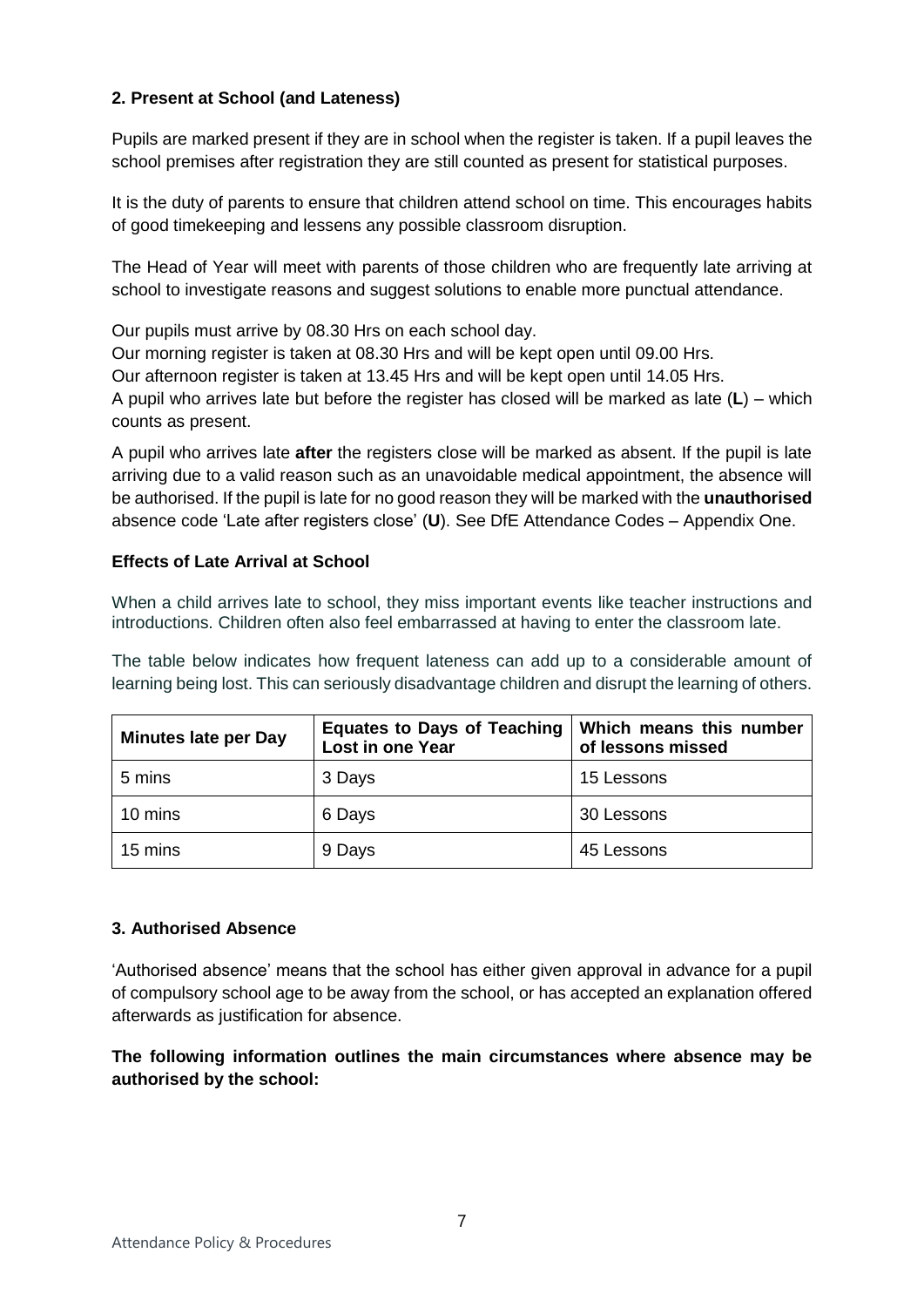### 2. Present at School (and Lateness)

Pupils are marked present if they are in school when the register is taken. If a pupil leaves the school premises after registration they are still counted as present for statistical purposes.

It is the duty of parents to ensure that children attend school on time. This encourages habits of good timekeeping and lessens any possible classroom disruption.

The Head of Year will meet with parents of those children who are frequently late arriving at school to investigate reasons and suggest solutions to enable more punctual attendance.

Our pupils must arrive by 08.30 Hrs on each school day.
Our morning register is taken at 08.30 Hrs and will be kept open until 09.00 Hrs.
Our afternoon register is taken at 13.45 Hrs and will be kept open until 14.05 Hrs.
A pupil who arrives late but before the register has closed will be marked as late (**L**) – which counts as present.

A pupil who arrives late **after** the registers close will be marked as absent. If the pupil is late arriving due to a valid reason such as an unavoidable medical appointment, the absence will be authorised. If the pupil is late for no good reason they will be marked with the **unauthorised** absence code 'Late after registers close' (**U**). See DfE Attendance Codes – Appendix One.

### Effects of Late Arrival at School

When a child arrives late to school, they miss important events like teacher instructions and introductions. Children often also feel embarrassed at having to enter the classroom late.

The table below indicates how frequent lateness can add up to a considerable amount of learning being lost. This can seriously disadvantage children and disrupt the learning of others.

| Minutes late per Day | Equates to Days of Teaching Lost in one Year | Which means this number of lessons missed |
|---|---|---|
| 5 mins | 3 Days | 15 Lessons |
| 10 mins | 6 Days | 30 Lessons |
| 15 mins | 9 Days | 45 Lessons |

### 3. Authorised Absence

'Authorised absence' means that the school has either given approval in advance for a pupil of compulsory school age to be away from the school, or has accepted an explanation offered afterwards as justification for absence.

**The following information outlines the main circumstances where absence may be authorised by the school:**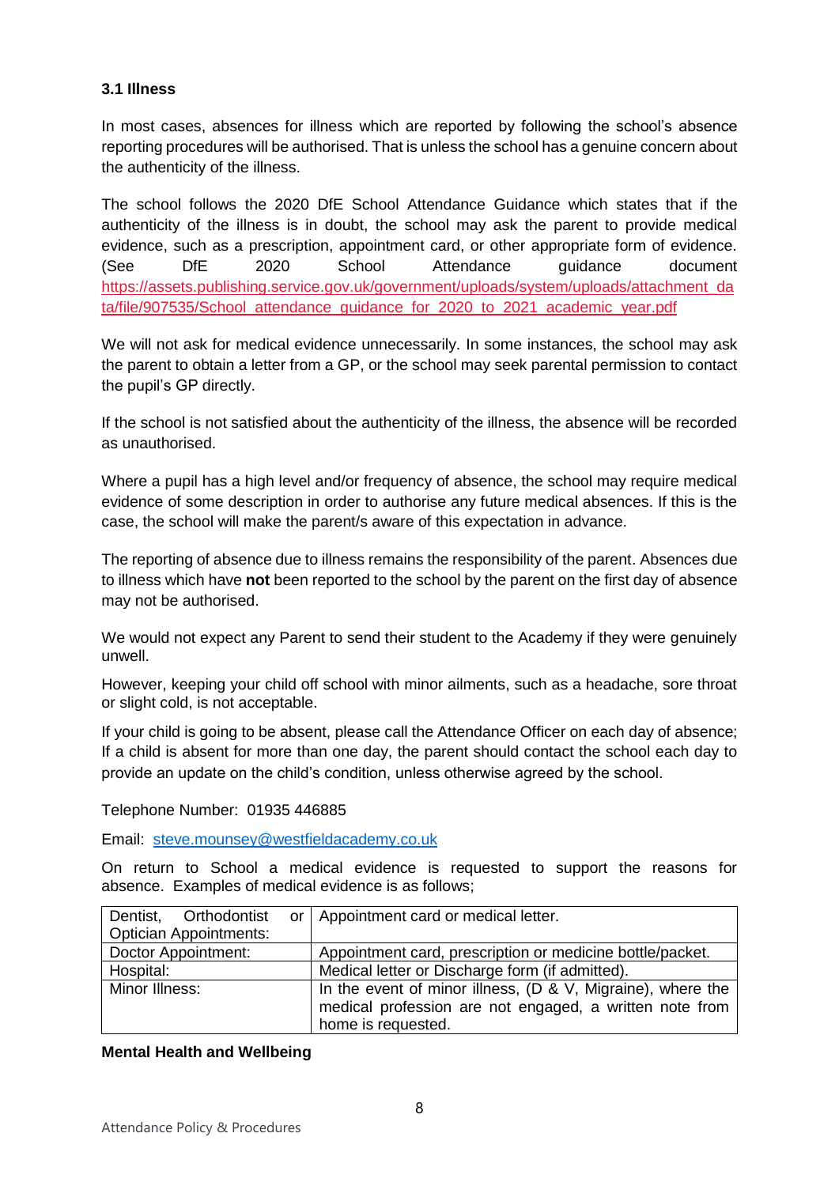### 3.1 Illness

In most cases, absences for illness which are reported by following the school's absence reporting procedures will be authorised. That is unless the school has a genuine concern about the authenticity of the illness.

The school follows the 2020 DfE School Attendance Guidance which states that if the authenticity of the illness is in doubt, the school may ask the parent to provide medical evidence, such as a prescription, appointment card, or other appropriate form of evidence. (See DfE 2020 School Attendance guidance document https://assets.publishing.service.gov.uk/government/uploads/system/uploads/attachment_data/file/907535/School_attendance_guidance_for_2020_to_2021_academic_year.pdf

We will not ask for medical evidence unnecessarily. In some instances, the school may ask the parent to obtain a letter from a GP, or the school may seek parental permission to contact the pupil's GP directly.

If the school is not satisfied about the authenticity of the illness, the absence will be recorded as unauthorised.

Where a pupil has a high level and/or frequency of absence, the school may require medical evidence of some description in order to authorise any future medical absences. If this is the case, the school will make the parent/s aware of this expectation in advance.

The reporting of absence due to illness remains the responsibility of the parent. Absences due to illness which have **not** been reported to the school by the parent on the first day of absence may not be authorised.

We would not expect any Parent to send their student to the Academy if they were genuinely unwell.

However, keeping your child off school with minor ailments, such as a headache, sore throat or slight cold, is not acceptable.

If your child is going to be absent, please call the Attendance Officer on each day of absence; If a child is absent for more than one day, the parent should contact the school each day to provide an update on the child's condition, unless otherwise agreed by the school.

Telephone Number: 01935 446885

Email: steve.mounsey@westfieldacademy.co.uk

On return to School a medical evidence is requested to support the reasons for absence. Examples of medical evidence is as follows;

| | |
|---|---|
| Dentist, Orthodontist or Optician Appointments: | Appointment card or medical letter. |
| Doctor Appointment: | Appointment card, prescription or medicine bottle/packet. |
| Hospital: | Medical letter or Discharge form (if admitted). |
| Minor Illness: | In the event of minor illness, (D & V, Migraine), where the medical profession are not engaged, a written note from home is requested. |

**Mental Health and Wellbeing**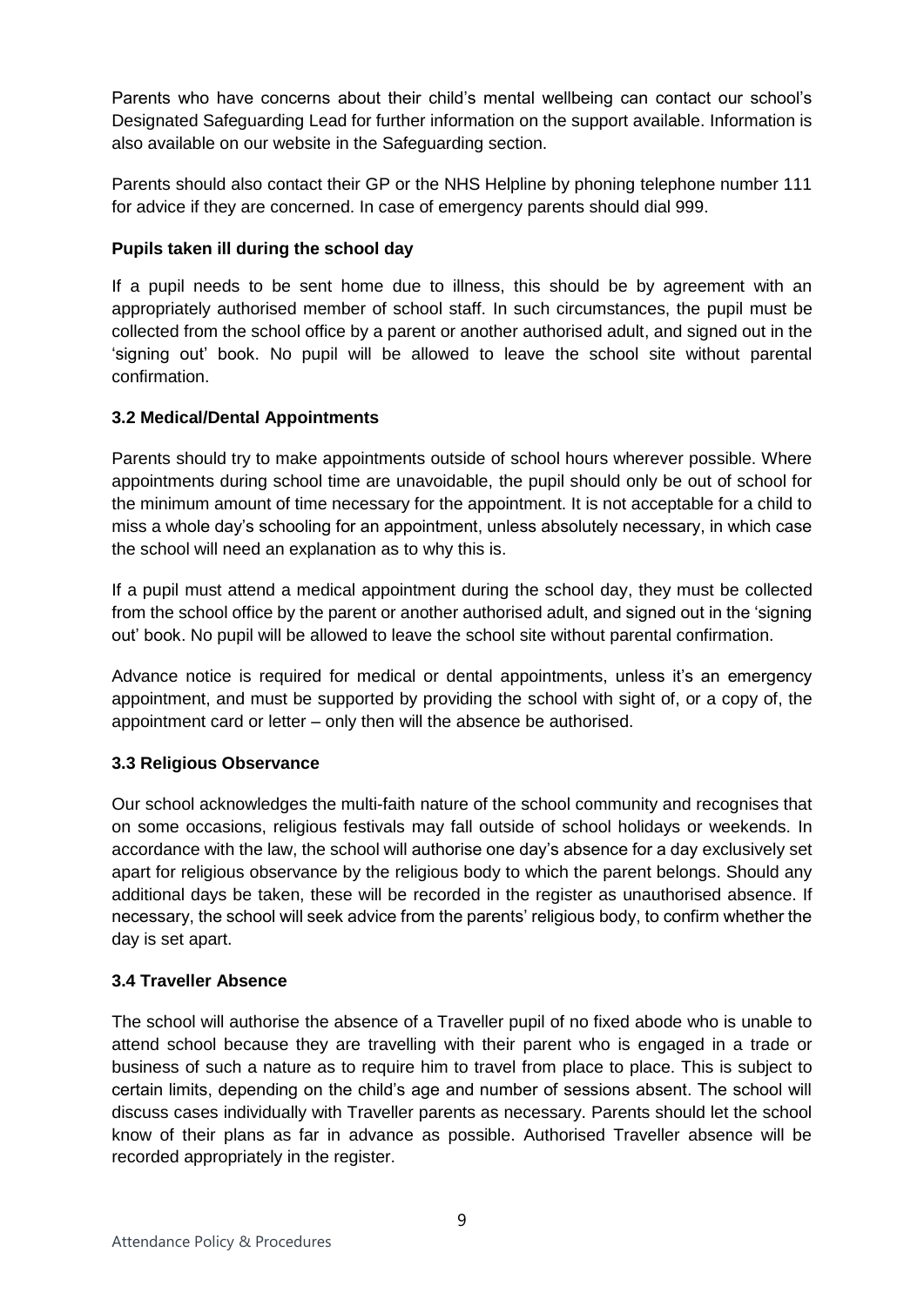Parents who have concerns about their child's mental wellbeing can contact our school's Designated Safeguarding Lead for further information on the support available. Information is also available on our website in the Safeguarding section.

Parents should also contact their GP or the NHS Helpline by phoning telephone number 111 for advice if they are concerned. In case of emergency parents should dial 999.

**Pupils taken ill during the school day**

If a pupil needs to be sent home due to illness, this should be by agreement with an appropriately authorised member of school staff. In such circumstances, the pupil must be collected from the school office by a parent or another authorised adult, and signed out in the 'signing out' book. No pupil will be allowed to leave the school site without parental confirmation.

### 3.2 Medical/Dental Appointments

Parents should try to make appointments outside of school hours wherever possible. Where appointments during school time are unavoidable, the pupil should only be out of school for the minimum amount of time necessary for the appointment. It is not acceptable for a child to miss a whole day's schooling for an appointment, unless absolutely necessary, in which case the school will need an explanation as to why this is.

If a pupil must attend a medical appointment during the school day, they must be collected from the school office by the parent or another authorised adult, and signed out in the 'signing out' book. No pupil will be allowed to leave the school site without parental confirmation.

Advance notice is required for medical or dental appointments, unless it's an emergency appointment, and must be supported by providing the school with sight of, or a copy of, the appointment card or letter – only then will the absence be authorised.

### 3.3 Religious Observance

Our school acknowledges the multi-faith nature of the school community and recognises that on some occasions, religious festivals may fall outside of school holidays or weekends. In accordance with the law, the school will authorise one day's absence for a day exclusively set apart for religious observance by the religious body to which the parent belongs. Should any additional days be taken, these will be recorded in the register as unauthorised absence. If necessary, the school will seek advice from the parents' religious body, to confirm whether the day is set apart.

### 3.4 Traveller Absence

The school will authorise the absence of a Traveller pupil of no fixed abode who is unable to attend school because they are travelling with their parent who is engaged in a trade or business of such a nature as to require him to travel from place to place. This is subject to certain limits, depending on the child's age and number of sessions absent. The school will discuss cases individually with Traveller parents as necessary. Parents should let the school know of their plans as far in advance as possible. Authorised Traveller absence will be recorded appropriately in the register.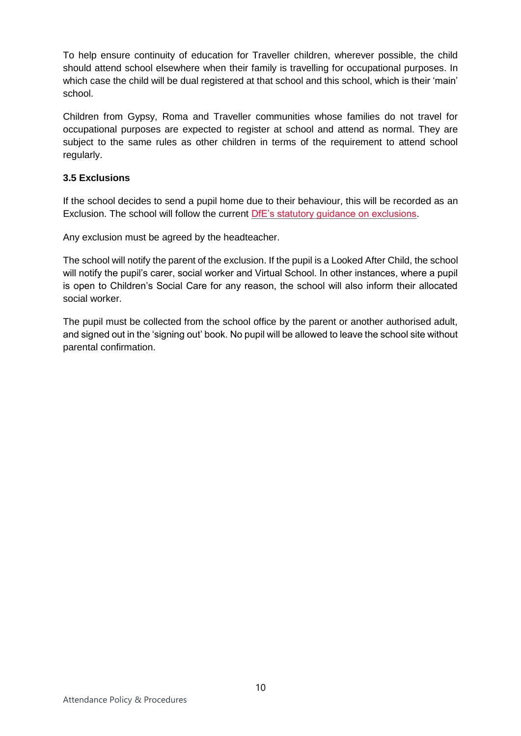To help ensure continuity of education for Traveller children, wherever possible, the child should attend school elsewhere when their family is travelling for occupational purposes. In which case the child will be dual registered at that school and this school, which is their 'main' school.

Children from Gypsy, Roma and Traveller communities whose families do not travel for occupational purposes are expected to register at school and attend as normal. They are subject to the same rules as other children in terms of the requirement to attend school regularly.

### 3.5 Exclusions

If the school decides to send a pupil home due to their behaviour, this will be recorded as an Exclusion. The school will follow the current DfE's statutory guidance on exclusions.

Any exclusion must be agreed by the headteacher.

The school will notify the parent of the exclusion. If the pupil is a Looked After Child, the school will notify the pupil's carer, social worker and Virtual School. In other instances, where a pupil is open to Children's Social Care for any reason, the school will also inform their allocated social worker.

The pupil must be collected from the school office by the parent or another authorised adult, and signed out in the 'signing out' book. No pupil will be allowed to leave the school site without parental confirmation.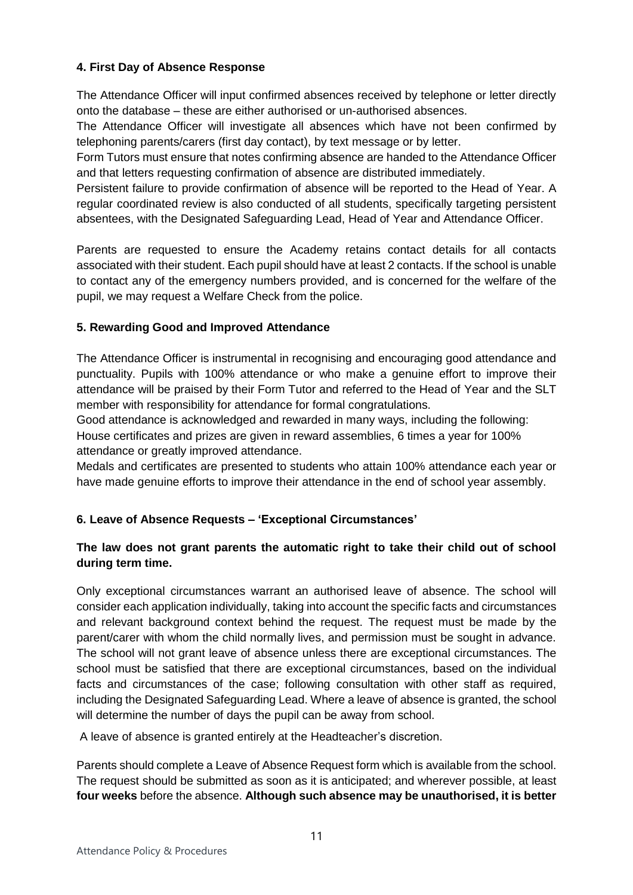### 4. First Day of Absence Response

The Attendance Officer will input confirmed absences received by telephone or letter directly onto the database – these are either authorised or un-authorised absences.

The Attendance Officer will investigate all absences which have not been confirmed by telephoning parents/carers (first day contact), by text message or by letter.

Form Tutors must ensure that notes confirming absence are handed to the Attendance Officer and that letters requesting confirmation of absence are distributed immediately.

Persistent failure to provide confirmation of absence will be reported to the Head of Year. A regular coordinated review is also conducted of all students, specifically targeting persistent absentees, with the Designated Safeguarding Lead, Head of Year and Attendance Officer.

Parents are requested to ensure the Academy retains contact details for all contacts associated with their student. Each pupil should have at least 2 contacts. If the school is unable to contact any of the emergency numbers provided, and is concerned for the welfare of the pupil, we may request a Welfare Check from the police.

### 5. Rewarding Good and Improved Attendance

The Attendance Officer is instrumental in recognising and encouraging good attendance and punctuality. Pupils with 100% attendance or who make a genuine effort to improve their attendance will be praised by their Form Tutor and referred to the Head of Year and the SLT member with responsibility for attendance for formal congratulations.

Good attendance is acknowledged and rewarded in many ways, including the following:

House certificates and prizes are given in reward assemblies, 6 times a year for 100% attendance or greatly improved attendance.

Medals and certificates are presented to students who attain 100% attendance each year or have made genuine efforts to improve their attendance in the end of school year assembly.

### 6. Leave of Absence Requests – 'Exceptional Circumstances'

**The law does not grant parents the automatic right to take their child out of school during term time.**

Only exceptional circumstances warrant an authorised leave of absence. The school will consider each application individually, taking into account the specific facts and circumstances and relevant background context behind the request. The request must be made by the parent/carer with whom the child normally lives, and permission must be sought in advance. The school will not grant leave of absence unless there are exceptional circumstances. The school must be satisfied that there are exceptional circumstances, based on the individual facts and circumstances of the case; following consultation with other staff as required, including the Designated Safeguarding Lead. Where a leave of absence is granted, the school will determine the number of days the pupil can be away from school.

A leave of absence is granted entirely at the Headteacher's discretion.

Parents should complete a Leave of Absence Request form which is available from the school. The request should be submitted as soon as it is anticipated; and wherever possible, at least **four weeks** before the absence. **Although such absence may be unauthorised, it is better**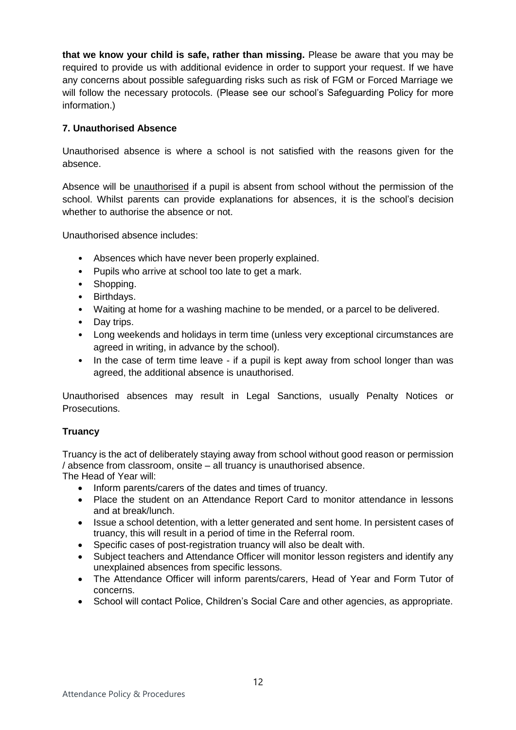**that we know your child is safe, rather than missing.** Please be aware that you may be required to provide us with additional evidence in order to support your request. If we have any concerns about possible safeguarding risks such as risk of FGM or Forced Marriage we will follow the necessary protocols. (Please see our school's Safeguarding Policy for more information.)

### 7. Unauthorised Absence

Unauthorised absence is where a school is not satisfied with the reasons given for the absence.

Absence will be unauthorised if a pupil is absent from school without the permission of the school. Whilst parents can provide explanations for absences, it is the school's decision whether to authorise the absence or not.

Unauthorised absence includes:

- Absences which have never been properly explained.
- Pupils who arrive at school too late to get a mark.
- Shopping.
- Birthdays.
- Waiting at home for a washing machine to be mended, or a parcel to be delivered.
- Day trips.
- Long weekends and holidays in term time (unless very exceptional circumstances are agreed in writing, in advance by the school).
- In the case of term time leave - if a pupil is kept away from school longer than was agreed, the additional absence is unauthorised.

Unauthorised absences may result in Legal Sanctions, usually Penalty Notices or Prosecutions.

### Truancy

Truancy is the act of deliberately staying away from school without good reason or permission / absence from classroom, onsite – all truancy is unauthorised absence.
The Head of Year will:

- Inform parents/carers of the dates and times of truancy.
- Place the student on an Attendance Report Card to monitor attendance in lessons and at break/lunch.
- Issue a school detention, with a letter generated and sent home. In persistent cases of truancy, this will result in a period of time in the Referral room.
- Specific cases of post-registration truancy will also be dealt with.
- Subject teachers and Attendance Officer will monitor lesson registers and identify any unexplained absences from specific lessons.
- The Attendance Officer will inform parents/carers, Head of Year and Form Tutor of concerns.
- School will contact Police, Children's Social Care and other agencies, as appropriate.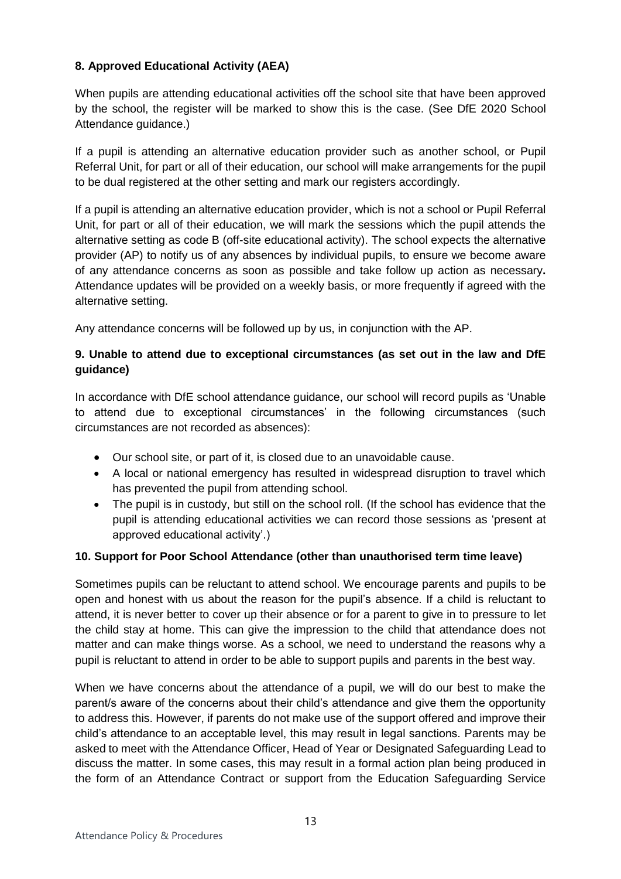**8. Approved Educational Activity (AEA)**

When pupils are attending educational activities off the school site that have been approved by the school, the register will be marked to show this is the case. (See DfE 2020 School Attendance guidance.)

If a pupil is attending an alternative education provider such as another school, or Pupil Referral Unit, for part or all of their education, our school will make arrangements for the pupil to be dual registered at the other setting and mark our registers accordingly.

If a pupil is attending an alternative education provider, which is not a school or Pupil Referral Unit, for part or all of their education, we will mark the sessions which the pupil attends the alternative setting as code B (off-site educational activity). The school expects the alternative provider (AP) to notify us of any absences by individual pupils, to ensure we become aware of any attendance concerns as soon as possible and take follow up action as necessary**.** Attendance updates will be provided on a weekly basis, or more frequently if agreed with the alternative setting.

Any attendance concerns will be followed up by us, in conjunction with the AP.

**9. Unable to attend due to exceptional circumstances (as set out in the law and DfE guidance)**

In accordance with DfE school attendance guidance, our school will record pupils as 'Unable to attend due to exceptional circumstances' in the following circumstances (such circumstances are not recorded as absences):

- Our school site, or part of it, is closed due to an unavoidable cause.
- A local or national emergency has resulted in widespread disruption to travel which has prevented the pupil from attending school.
- The pupil is in custody, but still on the school roll. (If the school has evidence that the pupil is attending educational activities we can record those sessions as 'present at approved educational activity'.)

**10. Support for Poor School Attendance (other than unauthorised term time leave)**

Sometimes pupils can be reluctant to attend school. We encourage parents and pupils to be open and honest with us about the reason for the pupil's absence. If a child is reluctant to attend, it is never better to cover up their absence or for a parent to give in to pressure to let the child stay at home. This can give the impression to the child that attendance does not matter and can make things worse. As a school, we need to understand the reasons why a pupil is reluctant to attend in order to be able to support pupils and parents in the best way.

When we have concerns about the attendance of a pupil, we will do our best to make the parent/s aware of the concerns about their child's attendance and give them the opportunity to address this. However, if parents do not make use of the support offered and improve their child's attendance to an acceptable level, this may result in legal sanctions. Parents may be asked to meet with the Attendance Officer, Head of Year or Designated Safeguarding Lead to discuss the matter. In some cases, this may result in a formal action plan being produced in the form of an Attendance Contract or support from the Education Safeguarding Service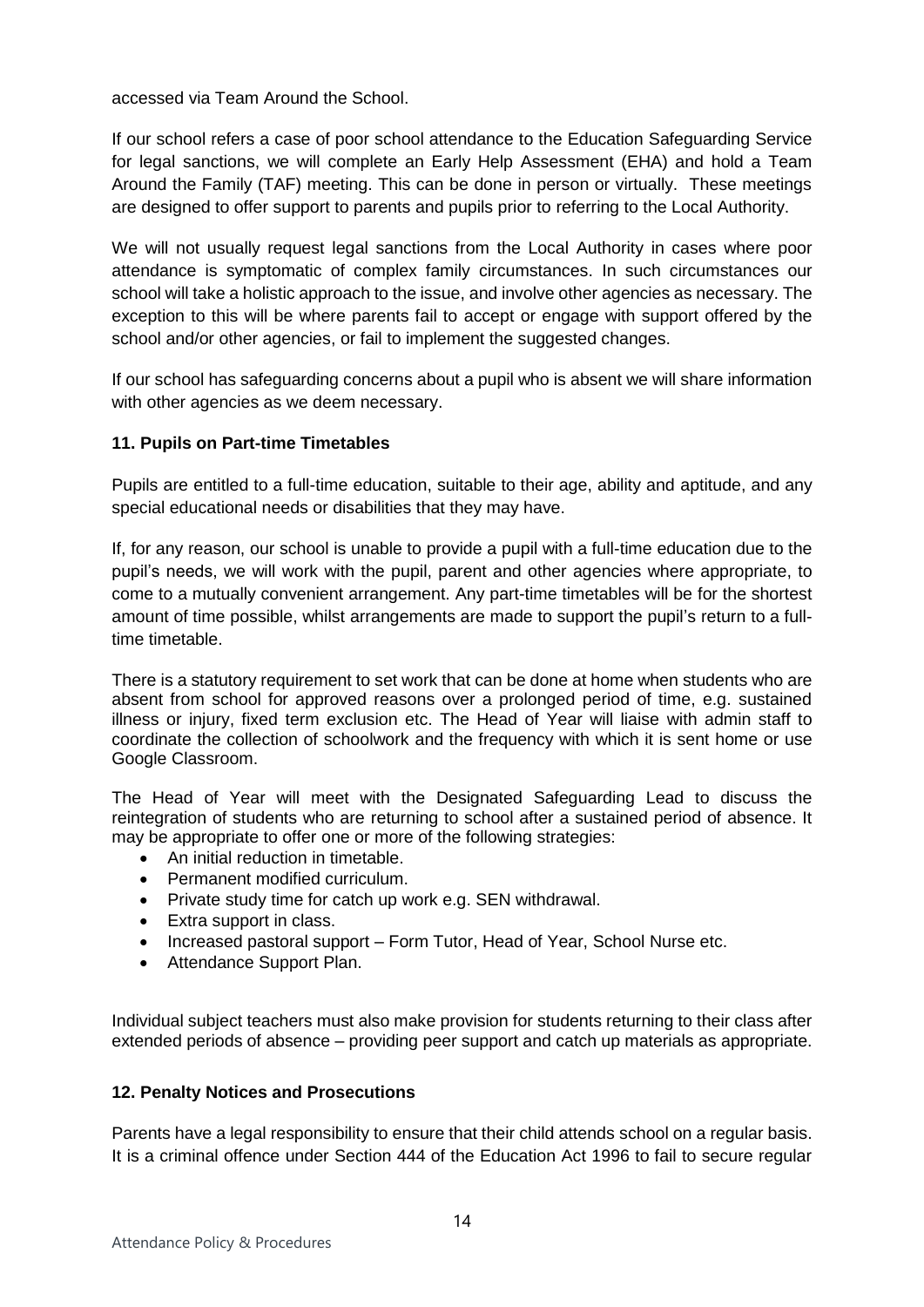accessed via Team Around the School.

If our school refers a case of poor school attendance to the Education Safeguarding Service for legal sanctions, we will complete an Early Help Assessment (EHA) and hold a Team Around the Family (TAF) meeting. This can be done in person or virtually. These meetings are designed to offer support to parents and pupils prior to referring to the Local Authority.

We will not usually request legal sanctions from the Local Authority in cases where poor attendance is symptomatic of complex family circumstances. In such circumstances our school will take a holistic approach to the issue, and involve other agencies as necessary. The exception to this will be where parents fail to accept or engage with support offered by the school and/or other agencies, or fail to implement the suggested changes.

If our school has safeguarding concerns about a pupil who is absent we will share information with other agencies as we deem necessary.

## 11. Pupils on Part-time Timetables

Pupils are entitled to a full-time education, suitable to their age, ability and aptitude, and any special educational needs or disabilities that they may have.

If, for any reason, our school is unable to provide a pupil with a full-time education due to the pupil's needs, we will work with the pupil, parent and other agencies where appropriate, to come to a mutually convenient arrangement. Any part-time timetables will be for the shortest amount of time possible, whilst arrangements are made to support the pupil's return to a full-time timetable.

There is a statutory requirement to set work that can be done at home when students who are absent from school for approved reasons over a prolonged period of time, e.g. sustained illness or injury, fixed term exclusion etc. The Head of Year will liaise with admin staff to coordinate the collection of schoolwork and the frequency with which it is sent home or use Google Classroom.

The Head of Year will meet with the Designated Safeguarding Lead to discuss the reintegration of students who are returning to school after a sustained period of absence. It may be appropriate to offer one or more of the following strategies:

- An initial reduction in timetable.
- Permanent modified curriculum.
- Private study time for catch up work e.g. SEN withdrawal.
- Extra support in class.
- Increased pastoral support – Form Tutor, Head of Year, School Nurse etc.
- Attendance Support Plan.

Individual subject teachers must also make provision for students returning to their class after extended periods of absence – providing peer support and catch up materials as appropriate.

## 12. Penalty Notices and Prosecutions

Parents have a legal responsibility to ensure that their child attends school on a regular basis. It is a criminal offence under Section 444 of the Education Act 1996 to fail to secure regular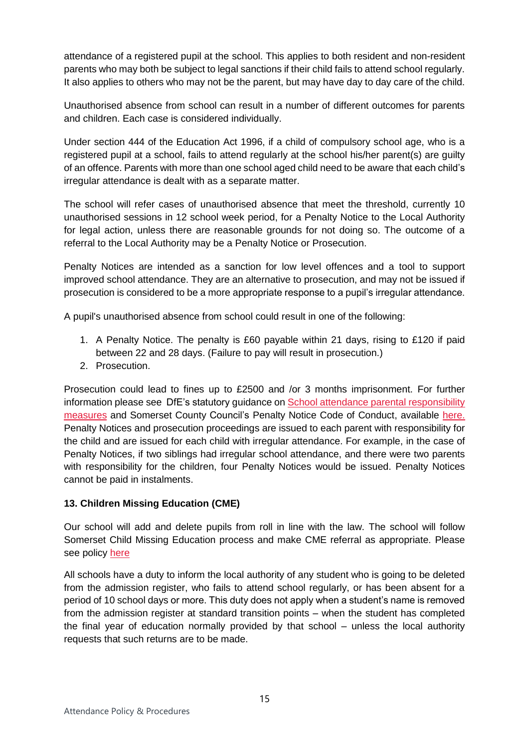attendance of a registered pupil at the school. This applies to both resident and non-resident parents who may both be subject to legal sanctions if their child fails to attend school regularly. It also applies to others who may not be the parent, but may have day to day care of the child.

Unauthorised absence from school can result in a number of different outcomes for parents and children. Each case is considered individually.

Under section 444 of the Education Act 1996, if a child of compulsory school age, who is a registered pupil at a school, fails to attend regularly at the school his/her parent(s) are guilty of an offence. Parents with more than one school aged child need to be aware that each child's irregular attendance is dealt with as a separate matter.

The school will refer cases of unauthorised absence that meet the threshold, currently 10 unauthorised sessions in 12 school week period, for a Penalty Notice to the Local Authority for legal action, unless there are reasonable grounds for not doing so. The outcome of a referral to the Local Authority may be a Penalty Notice or Prosecution.

Penalty Notices are intended as a sanction for low level offences and a tool to support improved school attendance. They are an alternative to prosecution, and may not be issued if prosecution is considered to be a more appropriate response to a pupil's irregular attendance.

A pupil's unauthorised absence from school could result in one of the following:

1. A Penalty Notice. The penalty is £60 payable within 21 days, rising to £120 if paid between 22 and 28 days. (Failure to pay will result in prosecution.)
2. Prosecution.

Prosecution could lead to fines up to £2500 and /or 3 months imprisonment. For further information please see DfE's statutory guidance on School attendance parental responsibility measures and Somerset County Council's Penalty Notice Code of Conduct, available here. Penalty Notices and prosecution proceedings are issued to each parent with responsibility for the child and are issued for each child with irregular attendance. For example, in the case of Penalty Notices, if two siblings had irregular school attendance, and there were two parents with responsibility for the children, four Penalty Notices would be issued. Penalty Notices cannot be paid in instalments.

## 13. Children Missing Education (CME)

Our school will add and delete pupils from roll in line with the law. The school will follow Somerset Child Missing Education process and make CME referral as appropriate. Please see policy here

All schools have a duty to inform the local authority of any student who is going to be deleted from the admission register, who fails to attend school regularly, or has been absent for a period of 10 school days or more. This duty does not apply when a student's name is removed from the admission register at standard transition points – when the student has completed the final year of education normally provided by that school – unless the local authority requests that such returns are to be made.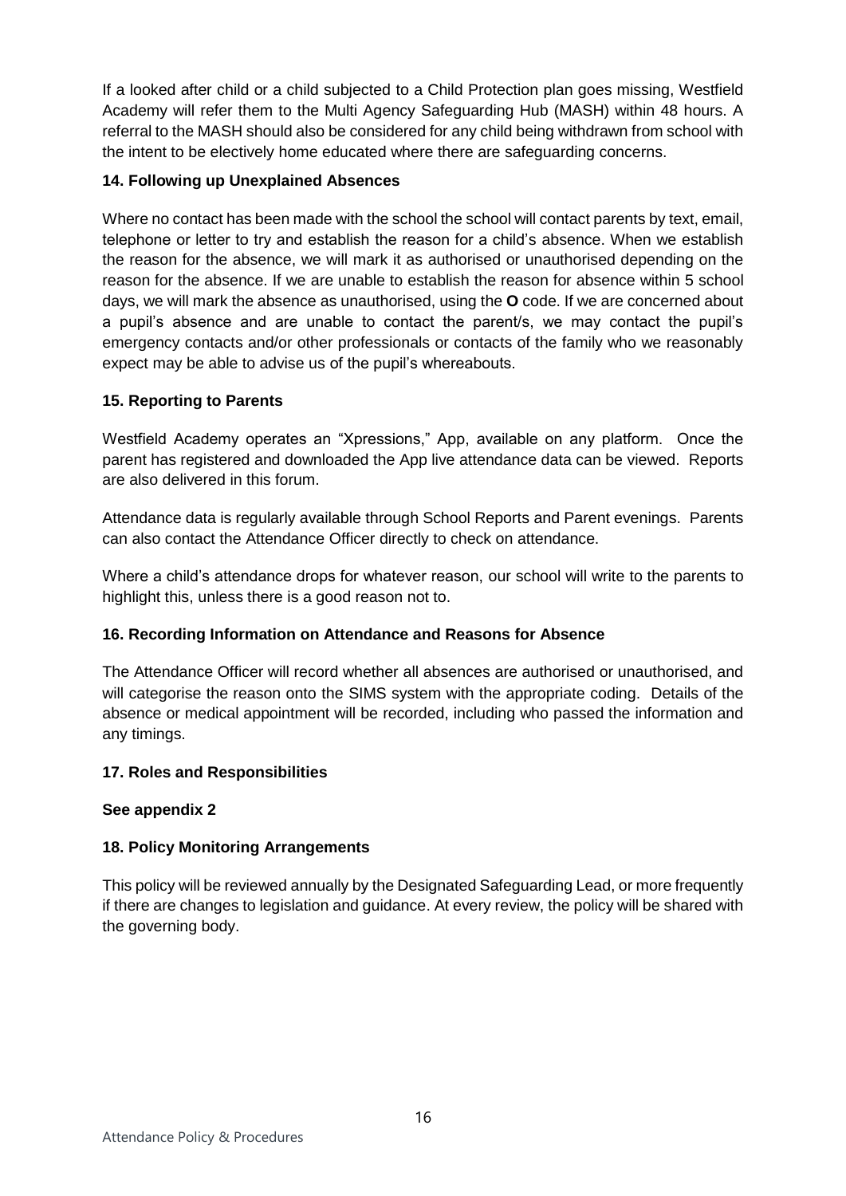If a looked after child or a child subjected to a Child Protection plan goes missing, Westfield Academy will refer them to the Multi Agency Safeguarding Hub (MASH) within 48 hours. A referral to the MASH should also be considered for any child being withdrawn from school with the intent to be electively home educated where there are safeguarding concerns.

### 14. Following up Unexplained Absences

Where no contact has been made with the school the school will contact parents by text, email, telephone or letter to try and establish the reason for a child's absence. When we establish the reason for the absence, we will mark it as authorised or unauthorised depending on the reason for the absence. If we are unable to establish the reason for absence within 5 school days, we will mark the absence as unauthorised, using the **O** code. If we are concerned about a pupil's absence and are unable to contact the parent/s, we may contact the pupil's emergency contacts and/or other professionals or contacts of the family who we reasonably expect may be able to advise us of the pupil's whereabouts.

### 15. Reporting to Parents

Westfield Academy operates an "Xpressions," App, available on any platform. Once the parent has registered and downloaded the App live attendance data can be viewed. Reports are also delivered in this forum.

Attendance data is regularly available through School Reports and Parent evenings. Parents can also contact the Attendance Officer directly to check on attendance.

Where a child's attendance drops for whatever reason, our school will write to the parents to highlight this, unless there is a good reason not to.

### 16. Recording Information on Attendance and Reasons for Absence

The Attendance Officer will record whether all absences are authorised or unauthorised, and will categorise the reason onto the SIMS system with the appropriate coding. Details of the absence or medical appointment will be recorded, including who passed the information and any timings.

### 17. Roles and Responsibilities

**See appendix 2**

### 18. Policy Monitoring Arrangements

This policy will be reviewed annually by the Designated Safeguarding Lead, or more frequently if there are changes to legislation and guidance. At every review, the policy will be shared with the governing body.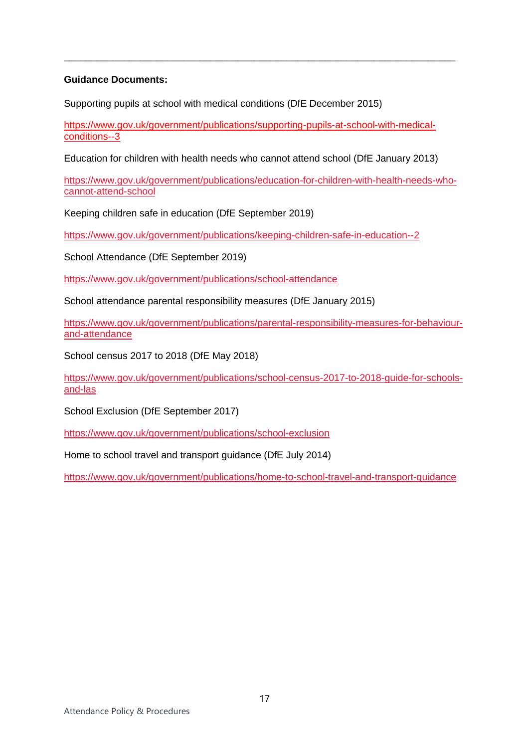---

**Guidance Documents:**

Supporting pupils at school with medical conditions (DfE December 2015)

https://www.gov.uk/government/publications/supporting-pupils-at-school-with-medical-conditions--3

Education for children with health needs who cannot attend school (DfE January 2013)

https://www.gov.uk/government/publications/education-for-children-with-health-needs-who-cannot-attend-school

Keeping children safe in education (DfE September 2019)

https://www.gov.uk/government/publications/keeping-children-safe-in-education--2

School Attendance (DfE September 2019)

https://www.gov.uk/government/publications/school-attendance

School attendance parental responsibility measures (DfE January 2015)

https://www.gov.uk/government/publications/parental-responsibility-measures-for-behaviour-and-attendance

School census 2017 to 2018 (DfE May 2018)

https://www.gov.uk/government/publications/school-census-2017-to-2018-guide-for-schools-and-las

School Exclusion (DfE September 2017)

https://www.gov.uk/government/publications/school-exclusion

Home to school travel and transport guidance (DfE July 2014)

https://www.gov.uk/government/publications/home-to-school-travel-and-transport-guidance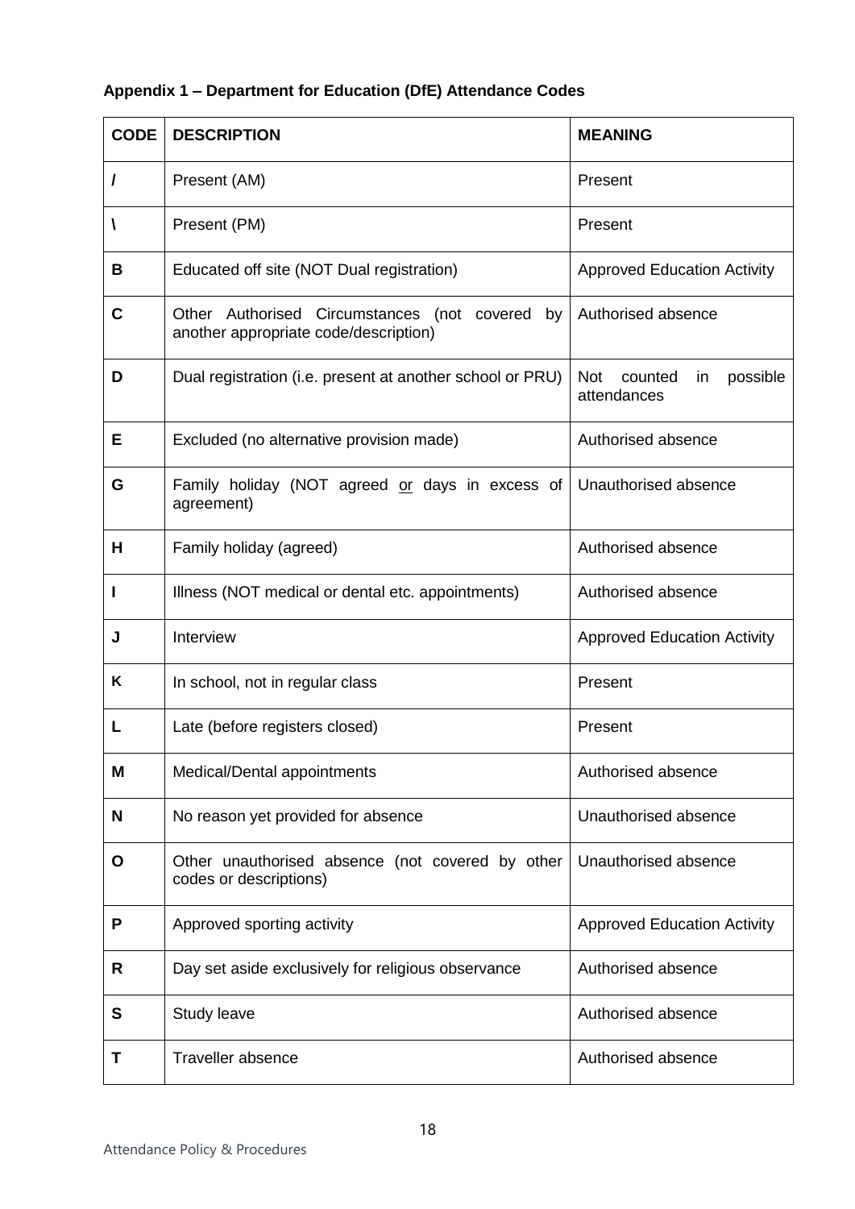**Appendix 1 – Department for Education (DfE) Attendance Codes**

| CODE | DESCRIPTION | MEANING |
|---|---|---|
| **/** | Present (AM) | Present |
| **\** | Present (PM) | Present |
| **B** | Educated off site (NOT Dual registration) | Approved Education Activity |
| **C** | Other Authorised Circumstances (not covered by another appropriate code/description) | Authorised absence |
| **D** | Dual registration (i.e. present at another school or PRU) | Not counted in possible attendances |
| **E** | Excluded (no alternative provision made) | Authorised absence |
| **G** | Family holiday (NOT agreed or days in excess of agreement) | Unauthorised absence |
| **H** | Family holiday (agreed) | Authorised absence |
| **I** | Illness (NOT medical or dental etc. appointments) | Authorised absence |
| **J** | Interview | Approved Education Activity |
| **K** | In school, not in regular class | Present |
| **L** | Late (before registers closed) | Present |
| **M** | Medical/Dental appointments | Authorised absence |
| **N** | No reason yet provided for absence | Unauthorised absence |
| **O** | Other unauthorised absence (not covered by other codes or descriptions) | Unauthorised absence |
| **P** | Approved sporting activity | Approved Education Activity |
| **R** | Day set aside exclusively for religious observance | Authorised absence |
| **S** | Study leave | Authorised absence |
| **T** | Traveller absence | Authorised absence |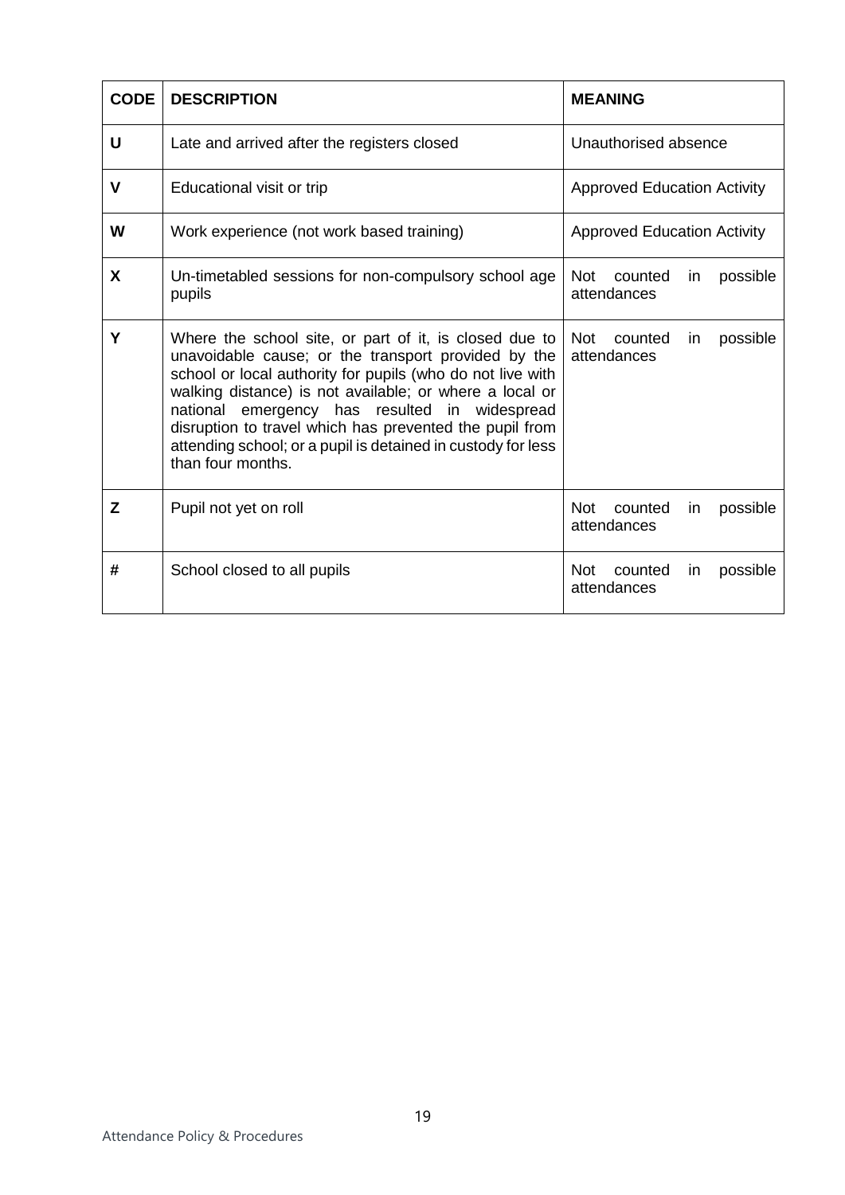| CODE | DESCRIPTION | MEANING |
| --- | --- | --- |
| U | Late and arrived after the registers closed | Unauthorised absence |
| V | Educational visit or trip | Approved Education Activity |
| W | Work experience (not work based training) | Approved Education Activity |
| X | Un-timetabled sessions for non-compulsory school age pupils | Not counted in possible attendances |
| Y | Where the school site, or part of it, is closed due to unavoidable cause; or the transport provided by the school or local authority for pupils (who do not live with walking distance) is not available; or where a local or national emergency has resulted in widespread disruption to travel which has prevented the pupil from attending school; or a pupil is detained in custody for less than four months. | Not counted in possible attendances |
| Z | Pupil not yet on roll | Not counted in possible attendances |
| # | School closed to all pupils | Not counted in possible attendances |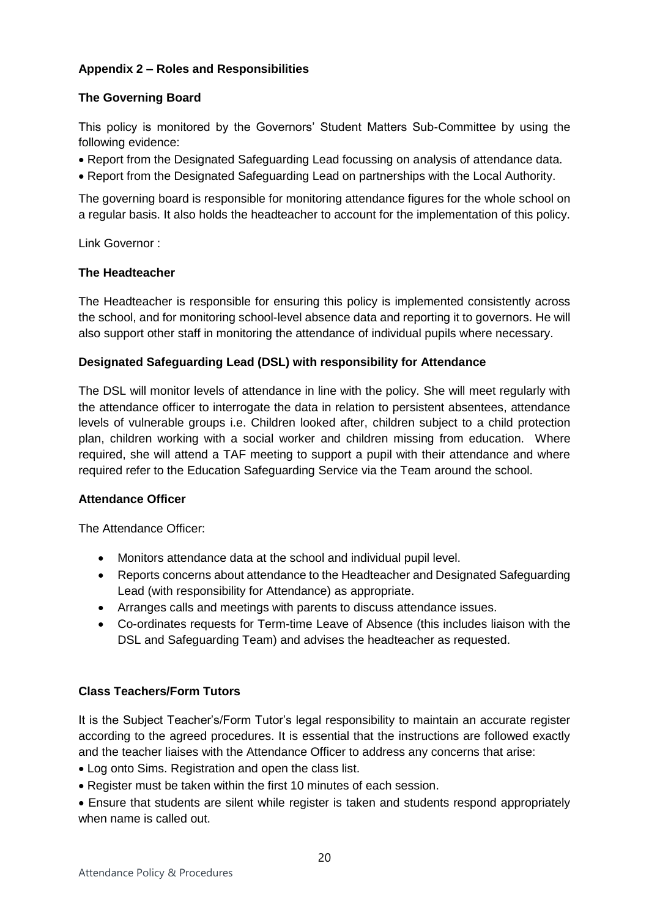### Appendix 2 – Roles and Responsibilities

#### The Governing Board

This policy is monitored by the Governors' Student Matters Sub-Committee by using the following evidence:

- Report from the Designated Safeguarding Lead focussing on analysis of attendance data.
- Report from the Designated Safeguarding Lead on partnerships with the Local Authority.

The governing board is responsible for monitoring attendance figures for the whole school on a regular basis. It also holds the headteacher to account for the implementation of this policy.

Link Governor :

#### The Headteacher

The Headteacher is responsible for ensuring this policy is implemented consistently across the school, and for monitoring school-level absence data and reporting it to governors. He will also support other staff in monitoring the attendance of individual pupils where necessary.

#### Designated Safeguarding Lead (DSL) with responsibility for Attendance

The DSL will monitor levels of attendance in line with the policy. She will meet regularly with the attendance officer to interrogate the data in relation to persistent absentees, attendance levels of vulnerable groups i.e. Children looked after, children subject to a child protection plan, children working with a social worker and children missing from education. Where required, she will attend a TAF meeting to support a pupil with their attendance and where required refer to the Education Safeguarding Service via the Team around the school.

#### Attendance Officer

The Attendance Officer:

- Monitors attendance data at the school and individual pupil level.
- Reports concerns about attendance to the Headteacher and Designated Safeguarding Lead (with responsibility for Attendance) as appropriate.
- Arranges calls and meetings with parents to discuss attendance issues.
- Co-ordinates requests for Term-time Leave of Absence (this includes liaison with the DSL and Safeguarding Team) and advises the headteacher as requested.

#### Class Teachers/Form Tutors

It is the Subject Teacher's/Form Tutor's legal responsibility to maintain an accurate register according to the agreed procedures. It is essential that the instructions are followed exactly and the teacher liaises with the Attendance Officer to address any concerns that arise:

- Log onto Sims. Registration and open the class list.
- Register must be taken within the first 10 minutes of each session.
- Ensure that students are silent while register is taken and students respond appropriately when name is called out.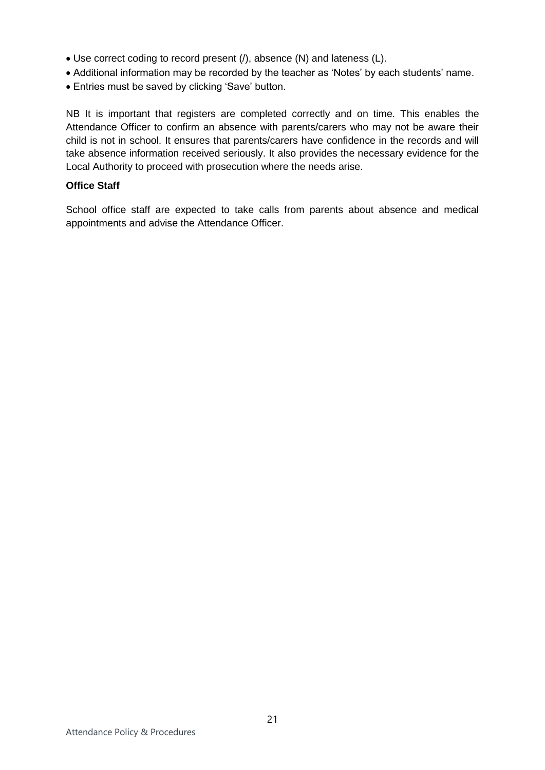- Use correct coding to record present (/), absence (N) and lateness (L).
- Additional information may be recorded by the teacher as 'Notes' by each students' name.
- Entries must be saved by clicking 'Save' button.

NB It is important that registers are completed correctly and on time. This enables the Attendance Officer to confirm an absence with parents/carers who may not be aware their child is not in school. It ensures that parents/carers have confidence in the records and will take absence information received seriously. It also provides the necessary evidence for the Local Authority to proceed with prosecution where the needs arise.

**Office Staff**

School office staff are expected to take calls from parents about absence and medical appointments and advise the Attendance Officer.